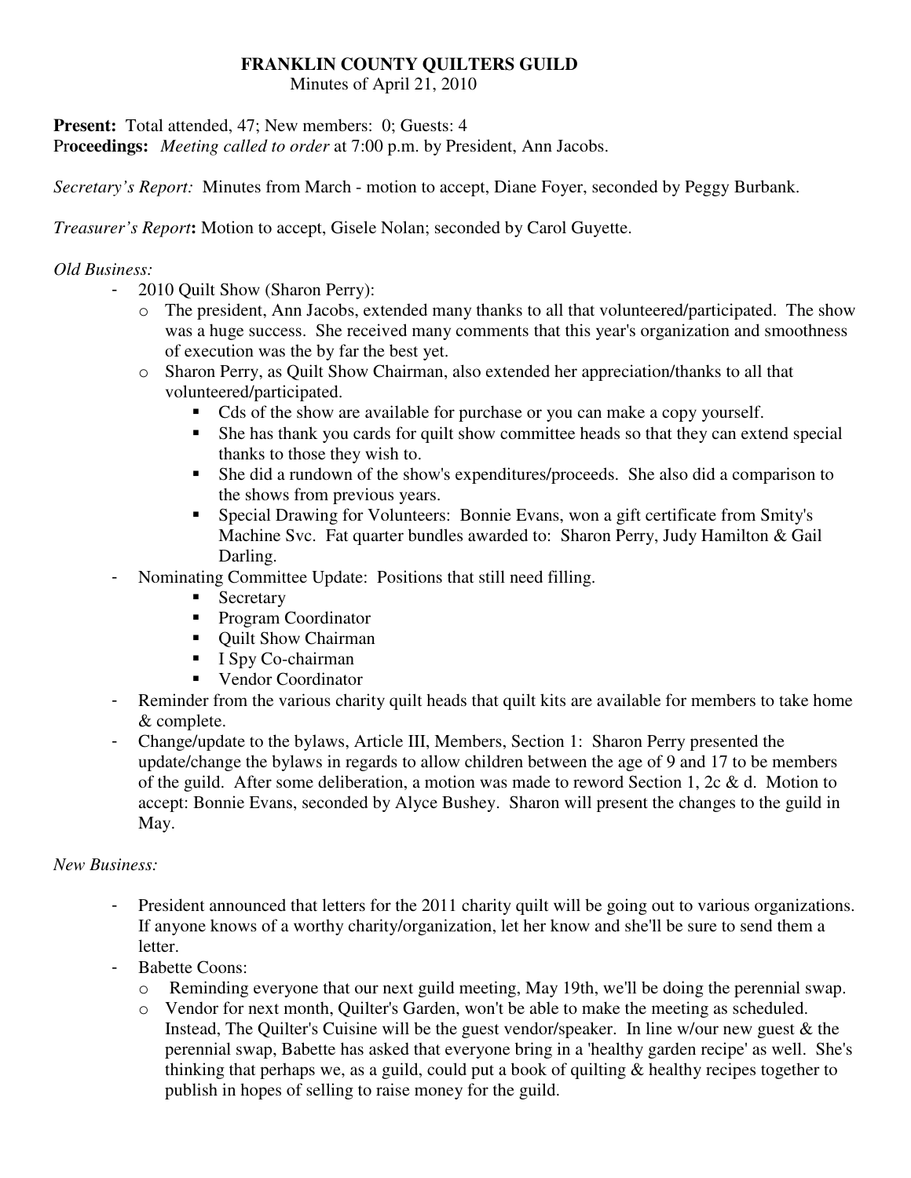# FRANKLIN COUNTY QUILTERS GUILD

Minutes of April 21, 2010

**Present:** Total attended, 47; New members: 0; Guests: 4
**Proceedings:** *Meeting called to order* at 7:00 p.m. by President, Ann Jacobs.

*Secretary's Report:* Minutes from March - motion to accept, Diane Foyer, seconded by Peggy Burbank.

*Treasurer's Report***:** Motion to accept, Gisele Nolan; seconded by Carol Guyette.

*Old Business:*

- 2010 Quilt Show (Sharon Perry):
  - The president, Ann Jacobs, extended many thanks to all that volunteered/participated. The show was a huge success. She received many comments that this year's organization and smoothness of execution was the by far the best yet.
  - Sharon Perry, as Quilt Show Chairman, also extended her appreciation/thanks to all that volunteered/participated.
    - Cds of the show are available for purchase or you can make a copy yourself.
    - She has thank you cards for quilt show committee heads so that they can extend special thanks to those they wish to.
    - She did a rundown of the show's expenditures/proceeds. She also did a comparison to the shows from previous years.
    - Special Drawing for Volunteers: Bonnie Evans, won a gift certificate from Smity's Machine Svc. Fat quarter bundles awarded to: Sharon Perry, Judy Hamilton & Gail Darling.
- Nominating Committee Update: Positions that still need filling.
    - Secretary
    - Program Coordinator
    - Quilt Show Chairman
    - I Spy Co-chairman
    - Vendor Coordinator
- Reminder from the various charity quilt heads that quilt kits are available for members to take home & complete.
- Change/update to the bylaws, Article III, Members, Section 1: Sharon Perry presented the update/change the bylaws in regards to allow children between the age of 9 and 17 to be members of the guild. After some deliberation, a motion was made to reword Section 1, 2c & d. Motion to accept: Bonnie Evans, seconded by Alyce Bushey. Sharon will present the changes to the guild in May.

*New Business:*

- President announced that letters for the 2011 charity quilt will be going out to various organizations. If anyone knows of a worthy charity/organization, let her know and she'll be sure to send them a letter.
- Babette Coons:
  - Reminding everyone that our next guild meeting, May 19th, we'll be doing the perennial swap.
  - Vendor for next month, Quilter's Garden, won't be able to make the meeting as scheduled. Instead, The Quilter's Cuisine will be the guest vendor/speaker. In line w/our new guest & the perennial swap, Babette has asked that everyone bring in a 'healthy garden recipe' as well. She's thinking that perhaps we, as a guild, could put a book of quilting & healthy recipes together to publish in hopes of selling to raise money for the guild.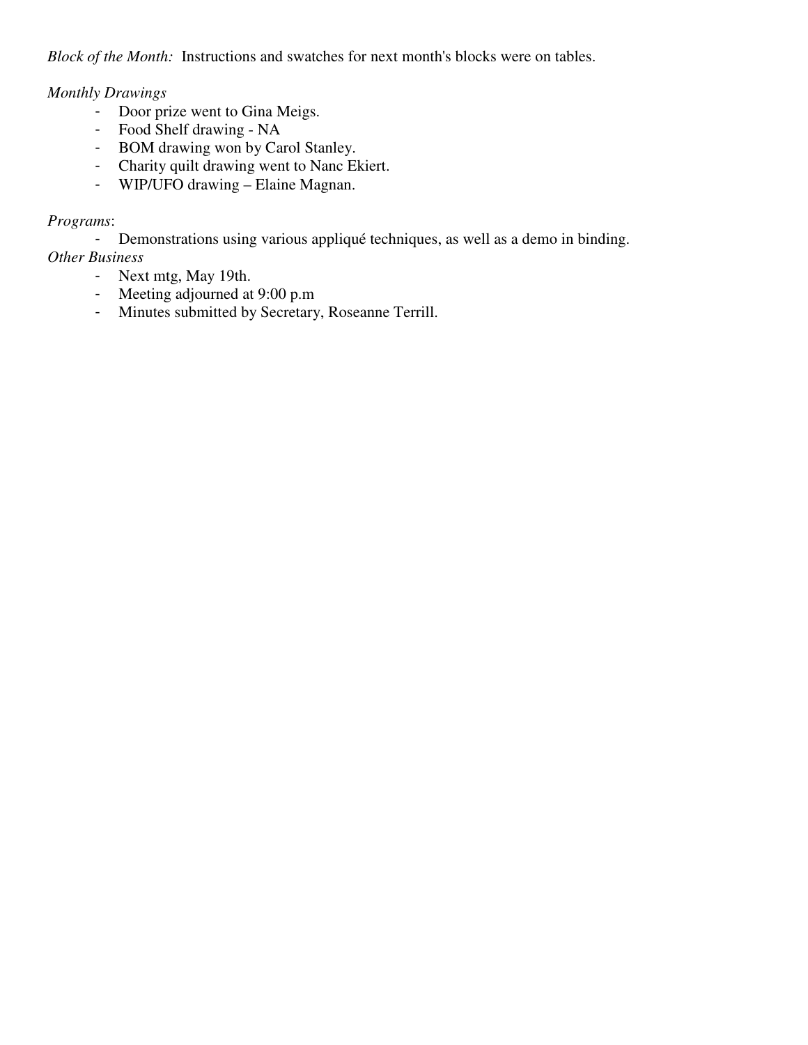*Block of the Month:* Instructions and swatches for next month's blocks were on tables.

*Monthly Drawings*

- Door prize went to Gina Meigs.
- Food Shelf drawing - NA
- BOM drawing won by Carol Stanley.
- Charity quilt drawing went to Nanc Ekiert.
- WIP/UFO drawing – Elaine Magnan.

*Programs*:

- Demonstrations using various appliqué techniques, as well as a demo in binding.

*Other Business*

- Next mtg, May 19th.
- Meeting adjourned at 9:00 p.m
- Minutes submitted by Secretary, Roseanne Terrill.